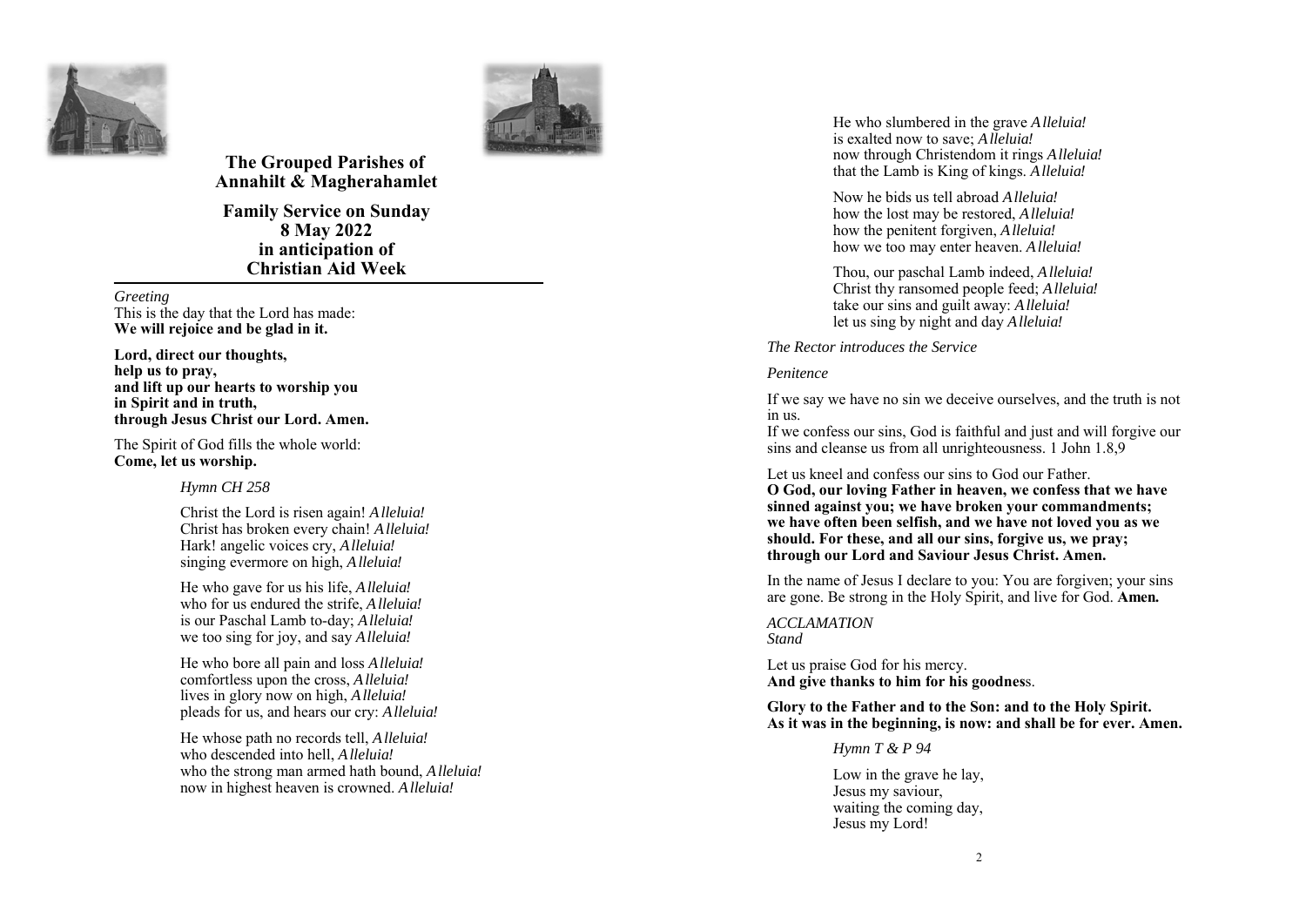# The Grouped Parishes of Annahilt & Magherahamlet

## Family Service on Sunday 8 May 2022 in anticipation of Christian Aid Week

---

*Greeting*

This is the day that the Lord has made:
**We will rejoice and be glad in it.**

**Lord, direct our thoughts,
help us to pray,
and lift up our hearts to worship you
in Spirit and in truth,
through Jesus Christ our Lord. Amen.**

The Spirit of God fills the whole world:
**Come, let us worship.**

*Hymn CH 258*

Christ the Lord is risen again! *Alleluia!*
Christ has broken every chain! *Alleluia!*
Hark! angelic voices cry, *Alleluia!*
singing evermore on high, *Alleluia!*

He who gave for us his life, *Alleluia!*
who for us endured the strife, *Alleluia!*
is our Paschal Lamb to-day; *Alleluia!*
we too sing for joy, and say *Alleluia!*

He who bore all pain and loss *Alleluia!*
comfortless upon the cross, *Alleluia!*
lives in glory now on high, *Alleluia!*
pleads for us, and hears our cry: *Alleluia!*

He whose path no records tell, *Alleluia!*
who descended into hell, *Alleluia!*
who the strong man armed hath bound, *Alleluia!*
now in highest heaven is crowned. *Alleluia!*

He who slumbered in the grave *Alleluia!*
is exalted now to save; *Alleluia!*
now through Christendom it rings *Alleluia!*
that the Lamb is King of kings. *Alleluia!*

Now he bids us tell abroad *Alleluia!*
how the lost may be restored, *Alleluia!*
how the penitent forgiven, *Alleluia!*
how we too may enter heaven. *Alleluia!*

Thou, our paschal Lamb indeed, *Alleluia!*
Christ thy ransomed people feed; *Alleluia!*
take our sins and guilt away: *Alleluia!*
let us sing by night and day *Alleluia!*

*The Rector introduces the Service*

*Penitence*

If we say we have no sin we deceive ourselves, and the truth is not in us.
If we confess our sins, God is faithful and just and will forgive our sins and cleanse us from all unrighteousness. 1 John 1.8,9

Let us kneel and confess our sins to God our Father.
**O God, our loving Father in heaven, we confess that we have sinned against you; we have broken your commandments; we have often been selfish, and we have not loved you as we should. For these, and all our sins, forgive us, we pray; through our Lord and Saviour Jesus Christ. Amen.**

In the name of Jesus I declare to you: You are forgiven; your sins are gone. Be strong in the Holy Spirit, and live for God. **Amen.**

*ACCLAMATION*
*Stand*

Let us praise God for his mercy.
**And give thanks to him for his goodness**.

**Glory to the Father and to the Son: and to the Holy Spirit.
As it was in the beginning, is now: and shall be for ever. Amen.**

*Hymn T & P 94*

Low in the grave he lay,
Jesus my saviour,
waiting the coming day,
Jesus my Lord!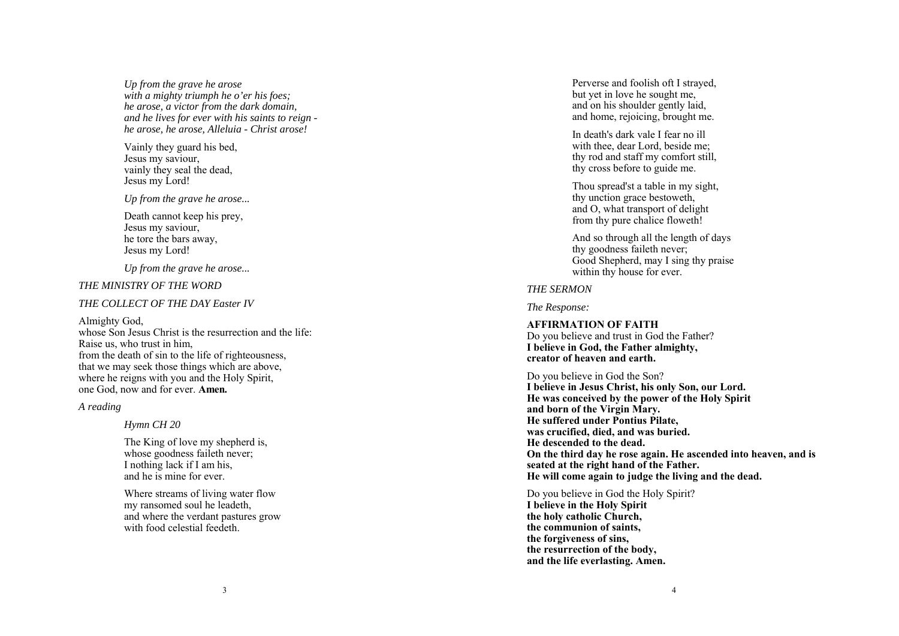*Up from the grave he arose*
*with a mighty triumph he o'er his foes;*
*he arose, a victor from the dark domain,*
*and he lives for ever with his saints to reign -*
*he arose, he arose, Alleluia - Christ arose!*

Vainly they guard his bed,
Jesus my saviour,
vainly they seal the dead,
Jesus my Lord!

*Up from the grave he arose...*

Death cannot keep his prey,
Jesus my saviour,
he tore the bars away,
Jesus my Lord!

*Up from the grave he arose...*

*THE MINISTRY OF THE WORD*

*THE COLLECT OF THE DAY Easter IV*

Almighty God,
whose Son Jesus Christ is the resurrection and the life:
Raise us, who trust in him,
from the death of sin to the life of righteousness,
that we may seek those things which are above,
where he reigns with you and the Holy Spirit,
one God, now and for ever. **Amen.**

*A reading*

*Hymn CH 20*

The King of love my shepherd is,
whose goodness faileth never;
I nothing lack if I am his,
and he is mine for ever.

Where streams of living water flow
my ransomed soul he leadeth,
and where the verdant pastures grow
with food celestial feedeth.

Perverse and foolish oft I strayed,
but yet in love he sought me,
and on his shoulder gently laid,
and home, rejoicing, brought me.

In death's dark vale I fear no ill
with thee, dear Lord, beside me;
thy rod and staff my comfort still,
thy cross before to guide me.

Thou spread'st a table in my sight,
thy unction grace bestoweth,
and O, what transport of delight
from thy pure chalice floweth!

And so through all the length of days
thy goodness faileth never;
Good Shepherd, may I sing thy praise
within thy house for ever.

*THE SERMON*

*The Response:*

**AFFIRMATION OF FAITH**

Do you believe and trust in God the Father?
**I believe in God, the Father almighty,**
**creator of heaven and earth.**

Do you believe in God the Son?
**I believe in Jesus Christ, his only Son, our Lord.**
**He was conceived by the power of the Holy Spirit**
**and born of the Virgin Mary.**
**He suffered under Pontius Pilate,**
**was crucified, died, and was buried.**
**He descended to the dead.**
**On the third day he rose again. He ascended into heaven, and is seated at the right hand of the Father.**
**He will come again to judge the living and the dead.**

Do you believe in God the Holy Spirit?
**I believe in the Holy Spirit**
**the holy catholic Church,**
**the communion of saints,**
**the forgiveness of sins,**
**the resurrection of the body,**
**and the life everlasting. Amen.**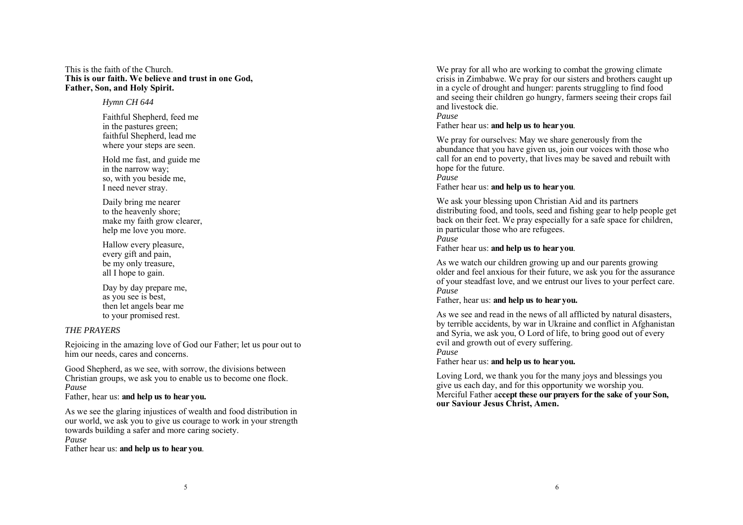This is the faith of the Church.
**This is our faith. We believe and trust in one God, Father, Son, and Holy Spirit.**

*Hymn CH 644*

Faithful Shepherd, feed me
in the pastures green;
faithful Shepherd, lead me
where your steps are seen.

Hold me fast, and guide me
in the narrow way;
so, with you beside me,
I need never stray.

Daily bring me nearer
to the heavenly shore;
make my faith grow clearer,
help me love you more.

Hallow every pleasure,
every gift and pain,
be my only treasure,
all I hope to gain.

Day by day prepare me,
as you see is best,
then let angels bear me
to your promised rest.

*THE PRAYERS*

Rejoicing in the amazing love of God our Father; let us pour out to him our needs, cares and concerns.

Good Shepherd, as we see, with sorrow, the divisions between Christian groups, we ask you to enable us to become one flock.
*Pause*
Father, hear us: **and help us to hear you.**

As we see the glaring injustices of wealth and food distribution in our world, we ask you to give us courage to work in your strength towards building a safer and more caring society.
*Pause*
Father hear us: **and help us to hear you**.

We pray for all who are working to combat the growing climate crisis in Zimbabwe. We pray for our sisters and brothers caught up in a cycle of drought and hunger: parents struggling to find food and seeing their children go hungry, farmers seeing their crops fail and livestock die.
*Pause*
Father hear us: **and help us to hear you**.

We pray for ourselves: May we share generously from the abundance that you have given us, join our voices with those who call for an end to poverty, that lives may be saved and rebuilt with hope for the future.
*Pause*
Father hear us: **and help us to hear you**.

We ask your blessing upon Christian Aid and its partners distributing food, and tools, seed and fishing gear to help people get back on their feet. We pray especially for a safe space for children, in particular those who are refugees.
*Pause*
Father hear us: **and help us to hear you**.

As we watch our children growing up and our parents growing older and feel anxious for their future, we ask you for the assurance of your steadfast love, and we entrust our lives to your perfect care.
*Pause*
Father, hear us: **and help us to hear you.**

As we see and read in the news of all afflicted by natural disasters, by terrible accidents, by war in Ukraine and conflict in Afghanistan and Syria, we ask you, O Lord of life, to bring good out of every evil and growth out of every suffering.
*Pause*
Father hear us: **and help us to hear you.**

Loving Lord, we thank you for the many joys and blessings you give us each day, and for this opportunity we worship you.
Merciful Father a**ccept these our prayers for the sake of your Son, our Saviour Jesus Christ, Amen.**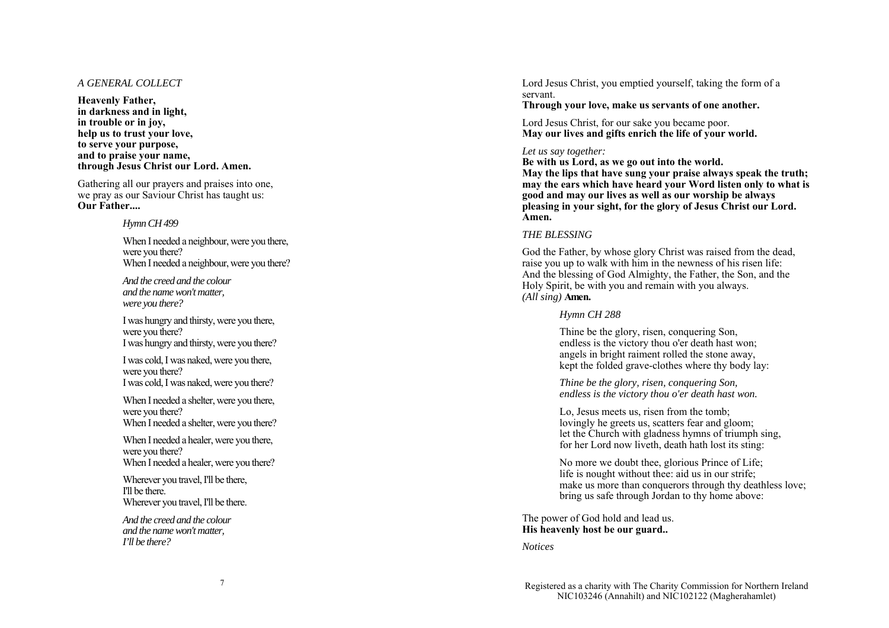*A GENERAL COLLECT*

**Heavenly Father,**
**in darkness and in light,**
**in trouble or in joy,**
**help us to trust your love,**
**to serve your purpose,**
**and to praise your name,**
**through Jesus Christ our Lord. Amen.**

Gathering all our prayers and praises into one,
we pray as our Saviour Christ has taught us:
**Our Father....**

*Hymn CH 499*

When I needed a neighbour, were you there,
were you there?
When I needed a neighbour, were you there?

*And the creed and the colour*
*and the name won't matter,*
*were you there?*

I was hungry and thirsty, were you there,
were you there?
I was hungry and thirsty, were you there?

I was cold, I was naked, were you there,
were you there?
I was cold, I was naked, were you there?

When I needed a shelter, were you there,
were you there?
When I needed a shelter, were you there?

When I needed a healer, were you there,
were you there?
When I needed a healer, were you there?

Wherever you travel, I'll be there,
I'll be there.
Wherever you travel, I'll be there.

*And the creed and the colour*
*and the name won't matter,*
*I'll be there?*

Lord Jesus Christ, you emptied yourself, taking the form of a servant.
**Through your love, make us servants of one another.**

Lord Jesus Christ, for our sake you became poor.
**May our lives and gifts enrich the life of your world.**

*Let us say together:*
**Be with us Lord, as we go out into the world.**
**May the lips that have sung your praise always speak the truth; may the ears which have heard your Word listen only to what is good and may our lives as well as our worship be always pleasing in your sight, for the glory of Jesus Christ our Lord. Amen.**

*THE BLESSING*

God the Father, by whose glory Christ was raised from the dead, raise you up to walk with him in the newness of his risen life:
And the blessing of God Almighty, the Father, the Son, and the Holy Spirit, be with you and remain with you always.
*(All sing)* **Amen.**

*Hymn CH 288*

Thine be the glory, risen, conquering Son,
endless is the victory thou o'er death hast won;
angels in bright raiment rolled the stone away,
kept the folded grave-clothes where thy body lay:

*Thine be the glory, risen, conquering Son,*
*endless is the victory thou o'er death hast won.*

Lo, Jesus meets us, risen from the tomb;
lovingly he greets us, scatters fear and gloom;
let the Church with gladness hymns of triumph sing,
for her Lord now liveth, death hath lost its sting:

No more we doubt thee, glorious Prince of Life;
life is nought without thee: aid us in our strife;
make us more than conquerors through thy deathless love;
bring us safe through Jordan to thy home above:

The power of God hold and lead us.
**His heavenly host be our guard..**

*Notices*

Registered as a charity with The Charity Commission for Northern Ireland
NIC103246 (Annahilt) and NIC102122 (Magherahamlet)